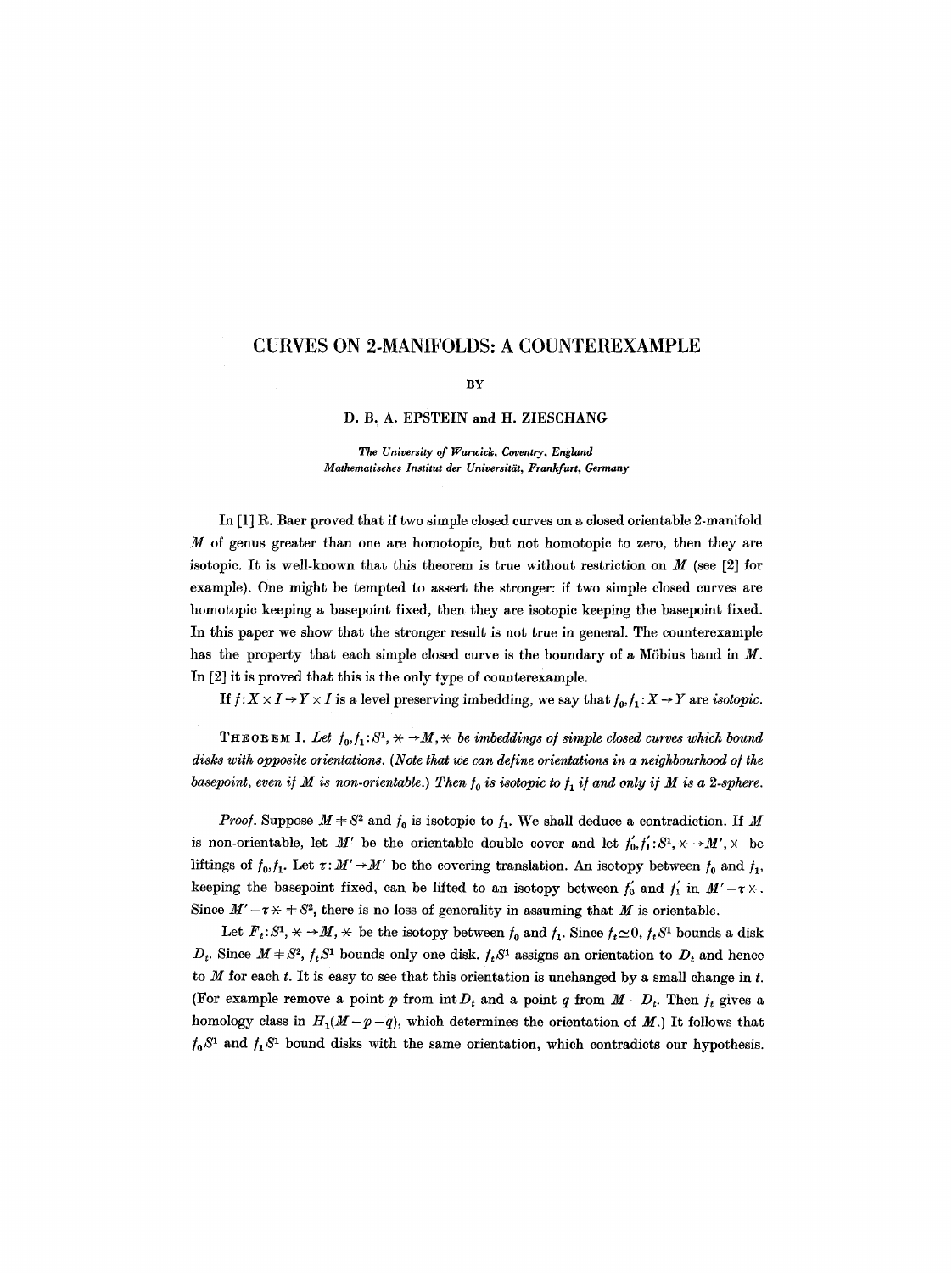# CURVES ON 2-MANIFOLDS: A COUNTEREXAMPLE

BY

D. B. A. EPSTEIN and H. ZIESCHANG

*The University of Warwick, Coventry, England*
*Mathematisches Institut der Universität, Frankfurt, Germany*

In [1] R. Baer proved that if two simple closed curves on a closed orientable 2-manifold $M$ of genus greater than one are homotopic, but not homotopic to zero, then they are isotopic. It is well-known that this theorem is true without restriction on $M$ (see [2] for example). One might be tempted to assert the stronger: if two simple closed curves are homotopic keeping a basepoint fixed, then they are isotopic keeping the basepoint fixed. In this paper we show that the stronger result is not true in general. The counterexample has the property that each simple closed curve is the boundary of a Möbius band in $M$. In [2] it is proved that this is the only type of counterexample.

If $f: X \times I \to Y \times I$ is a level preserving imbedding, we say that $f_0, f_1: X \to Y$ are *isotopic*.

THEOREM 1. *Let $f_0, f_1: S^1, * \to M, *$ be imbeddings of simple closed curves which bound disks with opposite orientations. (Note that we can define orientations in a neighbourhood of the basepoint, even if $M$ is non-orientable.) Then $f_0$ is isotopic to $f_1$ if and only if $M$ is a 2-sphere.*

*Proof.* Suppose $M \neq S^2$ and $f_0$ is isotopic to $f_1$. We shall deduce a contradiction. If $M$ is non-orientable, let $M'$ be the orientable double cover and let $f_0', f_1': S^1, * \to M', *$ be liftings of $f_0, f_1$. Let $\tau: M' \to M'$ be the covering translation. An isotopy between $f_0$ and $f_1$, keeping the basepoint fixed, can be lifted to an isotopy between $f_0'$ and $f_1'$ in $M' - \tau *$. Since $M' - \tau * \neq S^2$, there is no loss of generality in assuming that $M$ is orientable.

Let $F_t: S^1, * \to M, *$ be the isotopy between $f_0$ and $f_1$. Since $f_t \simeq 0$, $f_t S^1$ bounds a disk $D_t$. Since $M \neq S^2$, $f_t S^1$ bounds only one disk. $f_t S^1$ assigns an orientation to $D_t$ and hence to $M$ for each $t$. It is easy to see that this orientation is unchanged by a small change in $t$. (For example remove a point $p$ from $\operatorname{int} D_t$ and a point $q$ from $M - D_t$. Then $f_t$ gives a homology class in $H_1(M - p - q)$, which determines the orientation of $M$.) It follows that $f_0 S^1$ and $f_1 S^1$ bound disks with the same orientation, which contradicts our hypothesis.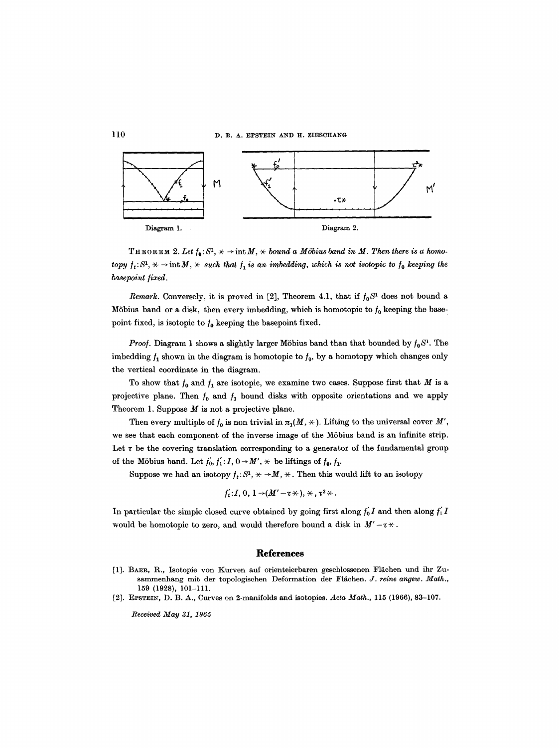Diagram 1.

Diagram 2.

THEOREM 2. *Let $f_0 : S^1, * \to \operatorname{int} M$, $*$ bound a Möbius band in $M$. Then there is a homotopy $f_t : S^1, * \to \operatorname{int} M, *$ such that $f_1$ is an imbedding, which is not isotopic to $f_0$ keeping the basepoint fixed.*

*Remark.* Conversely, it is proved in [2], Theorem 4.1, that if $f_0 S^1$ does not bound a Möbius band or a disk, then every imbedding, which is homotopic to $f_0$ keeping the basepoint fixed, is isotopic to $f_0$ keeping the basepoint fixed.

*Proof.* Diagram 1 shows a slightly larger Möbius band than that bounded by $f_0 S^1$. The imbedding $f_1$ shown in the diagram is homotopic to $f_0$, by a homotopy which changes only the vertical coordinate in the diagram.

To show that $f_0$ and $f_1$ are isotopic, we examine two cases. Suppose first that $M$ is a projective plane. Then $f_0$ and $f_1$ bound disks with opposite orientations and we apply Theorem 1. Suppose $M$ is not a projective plane.

Then every multiple of $f_0$ is non trivial in $\pi_1(M, *)$. Lifting to the universal cover $M'$, we see that each component of the inverse image of the Möbius band is an infinite strip. Let $\tau$ be the covering translation corresponding to a generator of the fundamental group of the Möbius band. Let $f_0', f_1' : I, 0 \to M', *$ be liftings of $f_0, f_1$.

Suppose we had an isotopy $f_t : S^1, * \to M, *$. Then this would lift to an isotopy

$$f_t' : I, 0, 1 \to (M' - \tau *), *, \tau^2 *.$$

In particular the simple closed curve obtained by going first along $f_0' I$ and then along $f_1' I$ would be homotopic to zero, and would therefore bound a disk in $M' - \tau *$.

## References

[1]. BAER, R., Isotopie von Kurven auf orienteierbaren geschlossenen Flächen und ihr Zusammenhang mit der topologischen Deformation der Flächen. *J. reine angew. Math.*, 159 (1928), 101–111.

[2]. EPSTEIN, D. B. A., Curves on 2-manifolds and isotopies. *Acta Math.*, 115 (1966), 83–107.

*Received May 31, 1965*